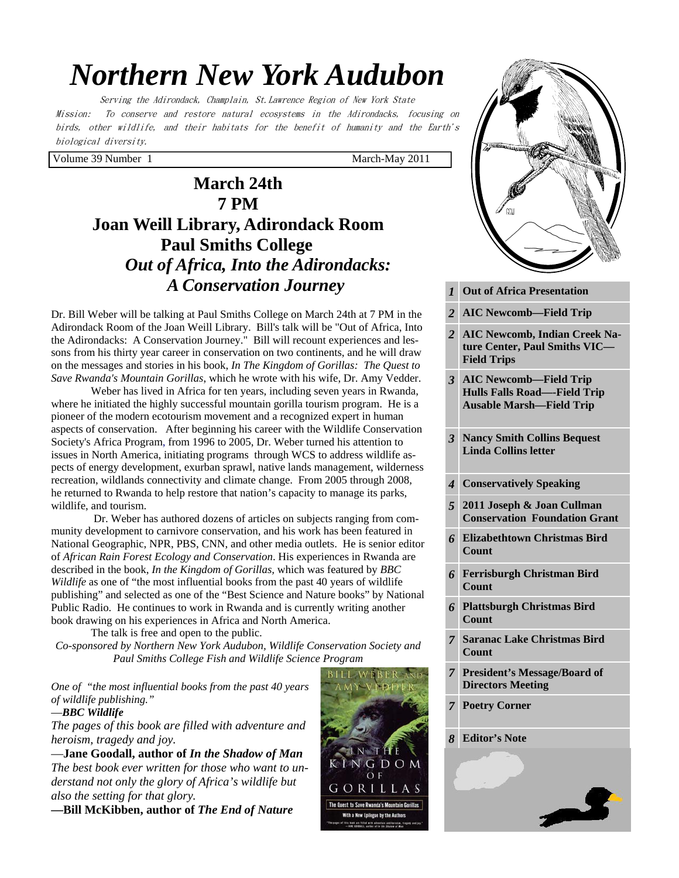# Northern New York Audubon

Serving the Adirondack, Champlain, St.Lawrence Region of New York State

Mission: To conserve and restore natural ecosystems in the Adirondacks, focusing on birds, other wildlife, and their habitats for the benefit of humanity and the Earth's biological diversity.

Volume 39 Number 1 March-May 2011

## March 24th
## 7 PM
## Joan Weill Library, Adirondack Room
## Paul Smiths College
## *Out of Africa, Into the Adirondacks: A Conservation Journey*

Dr. Bill Weber will be talking at Paul Smiths College on March 24th at 7 PM in the Adirondack Room of the Joan Weill Library. Bill's talk will be "Out of Africa, Into the Adirondacks: A Conservation Journey." Bill will recount experiences and lessons from his thirty year career in conservation on two continents, and he will draw on the messages and stories in his book, *In The Kingdom of Gorillas: The Quest to Save Rwanda's Mountain Gorillas*, which he wrote with his wife, Dr. Amy Vedder.

Weber has lived in Africa for ten years, including seven years in Rwanda, where he initiated the highly successful mountain gorilla tourism program. He is a pioneer of the modern ecotourism movement and a recognized expert in human aspects of conservation. After beginning his career with the Wildlife Conservation Society's Africa Program, from 1996 to 2005, Dr. Weber turned his attention to issues in North America, initiating programs through WCS to address wildlife aspects of energy development, exurban sprawl, native lands management, wilderness recreation, wildlands connectivity and climate change. From 2005 through 2008, he returned to Rwanda to help restore that nation's capacity to manage its parks, wildlife, and tourism.

Dr. Weber has authored dozens of articles on subjects ranging from community development to carnivore conservation, and his work has been featured in National Geographic, NPR, PBS, CNN, and other media outlets. He is senior editor of *African Rain Forest Ecology and Conservation*. His experiences in Rwanda are described in the book, *In the Kingdom of Gorillas,* which was featured by *BBC Wildlife* as one of "the most influential books from the past 40 years of wildlife publishing" and selected as one of the "Best Science and Nature books" by National Public Radio. He continues to work in Rwanda and is currently writing another book drawing on his experiences in Africa and North America.

The talk is free and open to the public.

*Co-sponsored by Northern New York Audubon, Wildlife Conservation Society and Paul Smiths College Fish and Wildlife Science Program*

*One of "the most influential books from the past 40 years of wildlife publishing."*
—***BBC Wildlife***

*The pages of this book are filled with adventure and heroism, tragedy and joy.*
—**Jane Goodall, author of *In the Shadow of Man***

*The best book ever written for those who want to understand not only the glory of Africa's wildlife but also the setting for that glory.*
**—Bill McKibben, author of *The End of Nature***

| Page | Contents |
|---|---|
| *1* | **Out of Africa Presentation** |
| *2* | **AIC Newcomb—Field Trip** |
| *2* | **AIC Newcomb, Indian Creek Nature Center, Paul Smiths VIC—Field Trips** |
| *3* | **AIC Newcomb—Field Trip Hulls Falls Road—-Field Trip Ausable Marsh—Field Trip** |
| *3* | **Nancy Smith Collins Bequest Linda Collins letter** |
| *4* | **Conservatively Speaking** |
| *5* | **2011 Joseph & Joan Cullman Conservation Foundation Grant** |
| *6* | **Elizabethtown Christmas Bird Count** |
| *6* | **Ferrisburgh Christman Bird Count** |
| *6* | **Plattsburgh Christmas Bird Count** |
| *7* | **Saranac Lake Christmas Bird Count** |
| *7* | **President's Message/Board of Directors Meeting** |
| *7* | **Poetry Corner** |
| *8* | **Editor's Note** |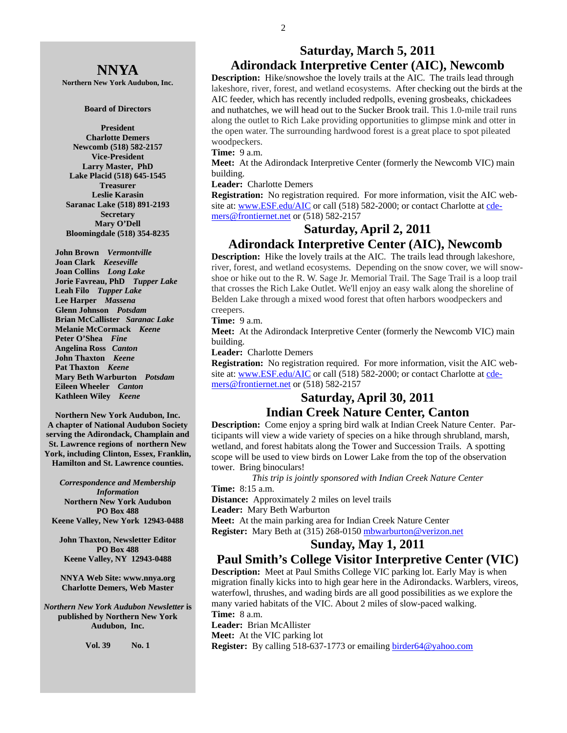# NNYA

**Northern New York Audubon, Inc.**

**Board of Directors**

**President**
**Charlotte Demers**
**Newcomb (518) 582-2157**
**Vice-President**
**Larry Master, PhD**
**Lake Placid (518) 645-1545**
**Treasurer**
**Leslie Karasin**
**Saranac Lake (518) 891-2193**
**Secretary**
**Mary O'Dell**
**Bloomingdale (518) 354-8235**

**John Brown** ***Vermontville***
**Joan Clark** ***Keeseville***
**Joan Collins** ***Long Lake***
**Jorie Favreau, PhD** ***Tupper Lake***
**Leah Filo** ***Tupper Lake***
**Lee Harper** ***Massena***
**Glenn Johnson** ***Potsdam***
**Brian McCallister** ***Saranac Lake***
**Melanie McCormack** ***Keene***
**Peter O'Shea** ***Fine***
**Angelina Ross** ***Canton***
**John Thaxton** ***Keene***
**Pat Thaxton** ***Keene***
**Mary Beth Warburton** ***Potsdam***
**Eileen Wheeler** ***Canton***
**Kathleen Wiley** ***Keene***

**Northern New York Audubon, Inc. A chapter of National Audubon Society serving the Adirondack, Champlain and St. Lawrence regions of northern New York, including Clinton, Essex, Franklin, Hamilton and St. Lawrence counties.**

***Correspondence and Membership Information***
**Northern New York Audubon**
**PO Box 488**
**Keene Valley, New York 12943-0488**

**John Thaxton, Newsletter Editor**
**PO Box 488**
**Keene Valley, NY 12943-0488**

**NNYA Web Site: www.nnya.org**
**Charlotte Demers, Web Master**

***Northern New York Audubon Newsletter*** **is published by Northern New York Audubon, Inc.**

**Vol. 39 No. 1**

## Saturday, March 5, 2011
## Adirondack Interpretive Center (AIC), Newcomb

**Description:** Hike/snowshoe the lovely trails at the AIC. The trails lead through lakeshore, river, forest, and wetland ecosystems. After checking out the birds at the AIC feeder, which has recently included redpolls, evening grosbeaks, chickadees and nuthatches, we will head out to the Sucker Brook trail. This 1.0-mile trail runs along the outlet to Rich Lake providing opportunities to glimpse mink and otter in the open water. The surrounding hardwood forest is a great place to spot pileated woodpeckers.

**Time:** 9 a.m.

**Meet:** At the Adirondack Interpretive Center (formerly the Newcomb VIC) main building.

**Leader:** Charlotte Demers

**Registration:** No registration required. For more information, visit the AIC website at: www.ESF.edu/AIC or call (518) 582-2000; or contact Charlotte at cdemers@frontiernet.net or (518) 582-2157

## Saturday, April 2, 2011
## Adirondack Interpretive Center (AIC), Newcomb

**Description:** Hike the lovely trails at the AIC. The trails lead through lakeshore, river, forest, and wetland ecosystems. Depending on the snow cover, we will snowshoe or hike out to the R. W. Sage Jr. Memorial Trail. The Sage Trail is a loop trail that crosses the Rich Lake Outlet. We'll enjoy an easy walk along the shoreline of Belden Lake through a mixed wood forest that often harbors woodpeckers and creepers.

**Time:** 9 a.m.

**Meet:** At the Adirondack Interpretive Center (formerly the Newcomb VIC) main building.

**Leader:** Charlotte Demers

**Registration:** No registration required. For more information, visit the AIC website at: www.ESF.edu/AIC or call (518) 582-2000; or contact Charlotte at cdemers@frontiernet.net or (518) 582-2157

## Saturday, April 30, 2011
## Indian Creek Nature Center, Canton

**Description:** Come enjoy a spring bird walk at Indian Creek Nature Center. Participants will view a wide variety of species on a hike through shrubland, marsh, wetland, and forest habitats along the Tower and Succession Trails. A spotting scope will be used to view birds on Lower Lake from the top of the observation tower. Bring binoculars!

*This trip is jointly sponsored with Indian Creek Nature Center*

**Time:** 8:15 a.m.

**Distance:** Approximately 2 miles on level trails

**Leader:** Mary Beth Warburton

**Meet:** At the main parking area for Indian Creek Nature Center

**Register:** Mary Beth at (315) 268-0150 mbwarburton@verizon.net

## Sunday, May 1, 2011
## Paul Smith's College Visitor Interpretive Center (VIC)

**Description:** Meet at Paul Smiths College VIC parking lot. Early May is when migration finally kicks into to high gear here in the Adirondacks. Warblers, vireos, waterfowl, thrushes, and wading birds are all good possibilities as we explore the many varied habitats of the VIC. About 2 miles of slow-paced walking.

**Time:** 8 a.m.

**Leader:** Brian McAllister

**Meet:** At the VIC parking lot

**Register:** By calling 518-637-1773 or emailing birder64@yahoo.com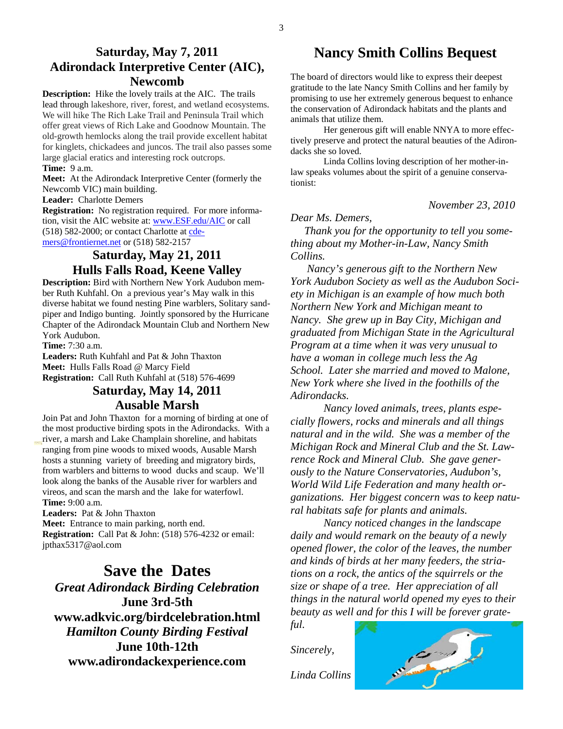## Saturday, May 7, 2011
## Adirondack Interpretive Center (AIC), Newcomb

**Description:** Hike the lovely trails at the AIC. The trails lead through lakeshore, river, forest, and wetland ecosystems. We will hike The Rich Lake Trail and Peninsula Trail which offer great views of Rich Lake and Goodnow Mountain. The old-growth hemlocks along the trail provide excellent habitat for kinglets, chickadees and juncos. The trail also passes some large glacial eratics and interesting rock outcrops.

**Time:** 9 a.m.

**Meet:** At the Adirondack Interpretive Center (formerly the Newcomb VIC) main building.

**Leader:** Charlotte Demers

**Registration:** No registration required. For more information, visit the AIC website at: www.ESF.edu/AIC or call (518) 582-2000; or contact Charlotte at cdemers@frontiernet.net or (518) 582-2157

## Saturday, May 21, 2011
## Hulls Falls Road, Keene Valley

**Description:** Bird with Northern New York Audubon member Ruth Kuhfahl. On a previous year's May walk in this diverse habitat we found nesting Pine warblers, Solitary sandpiper and Indigo bunting. Jointly sponsored by the Hurricane Chapter of the Adirondack Mountain Club and Northern New York Audubon.

**Time:** 7:30 a.m.

**Leaders:** Ruth Kuhfahl and Pat & John Thaxton

**Meet:** Hulls Falls Road @ Marcy Field

**Registration:** Call Ruth Kuhfahl at (518) 576-4699

## Saturday, May 14, 2011
## Ausable Marsh

Join Pat and John Thaxton for a morning of birding at one of the most productive birding spots in the Adirondacks. With a river, a marsh and Lake Champlain shoreline, and habitats ranging from pine woods to mixed woods, Ausable Marsh hosts a stunning variety of breeding and migratory birds, from warblers and bitterns to wood ducks and scaup. We'll look along the banks of the Ausable river for warblers and vireos, and scan the marsh and the lake for waterfowl.

**Time:** 9:00 a.m.

**Leaders:** Pat & John Thaxton

**Meet:** Entrance to main parking, north end.

**Registration:** Call Pat & John: (518) 576-4232 or email: jpthax5317@aol.com

# Save the Dates

***Great Adirondack Birding Celebration***
**June 3rd-5th**
**www.adkvic.org/birdcelebration.html**

***Hamilton County Birding Festival***
**June 10th-12th**
**www.adirondackexperience.com**

# Nancy Smith Collins Bequest

The board of directors would like to express their deepest gratitude to the late Nancy Smith Collins and her family by promising to use her extremely generous bequest to enhance the conservation of Adirondack habitats and the plants and animals that utilize them.

Her generous gift will enable NNYA to more effectively preserve and protect the natural beauties of the Adirondacks she so loved.

Linda Collins loving description of her mother-in-law speaks volumes about the spirit of a genuine conservationist:

*November 23, 2010*

*Dear Ms. Demers,*

*Thank you for the opportunity to tell you something about my Mother-in-Law, Nancy Smith Collins.*

*Nancy's generous gift to the Northern New York Audubon Society as well as the Audubon Society in Michigan is an example of how much both Northern New York and Michigan meant to Nancy. She grew up in Bay City, Michigan and graduated from Michigan State in the Agricultural Program at a time when it was very unusual to have a woman in college much less the Ag School. Later she married and moved to Malone, New York where she lived in the foothills of the Adirondacks.*

*Nancy loved animals, trees, plants especially flowers, rocks and minerals and all things natural and in the wild. She was a member of the Michigan Rock and Mineral Club and the St. Lawrence Rock and Mineral Club. She gave generously to the Nature Conservatories, Audubon's, World Wild Life Federation and many health organizations. Her biggest concern was to keep natural habitats safe for plants and animals.*

*Nancy noticed changes in the landscape daily and would remark on the beauty of a newly opened flower, the color of the leaves, the number and kinds of birds at her many feeders, the striations on a rock, the antics of the squirrels or the size or shape of a tree. Her appreciation of all things in the natural world opened my eyes to their beauty as well and for this I will be forever grateful.*

*Sincerely,*

*Linda Collins*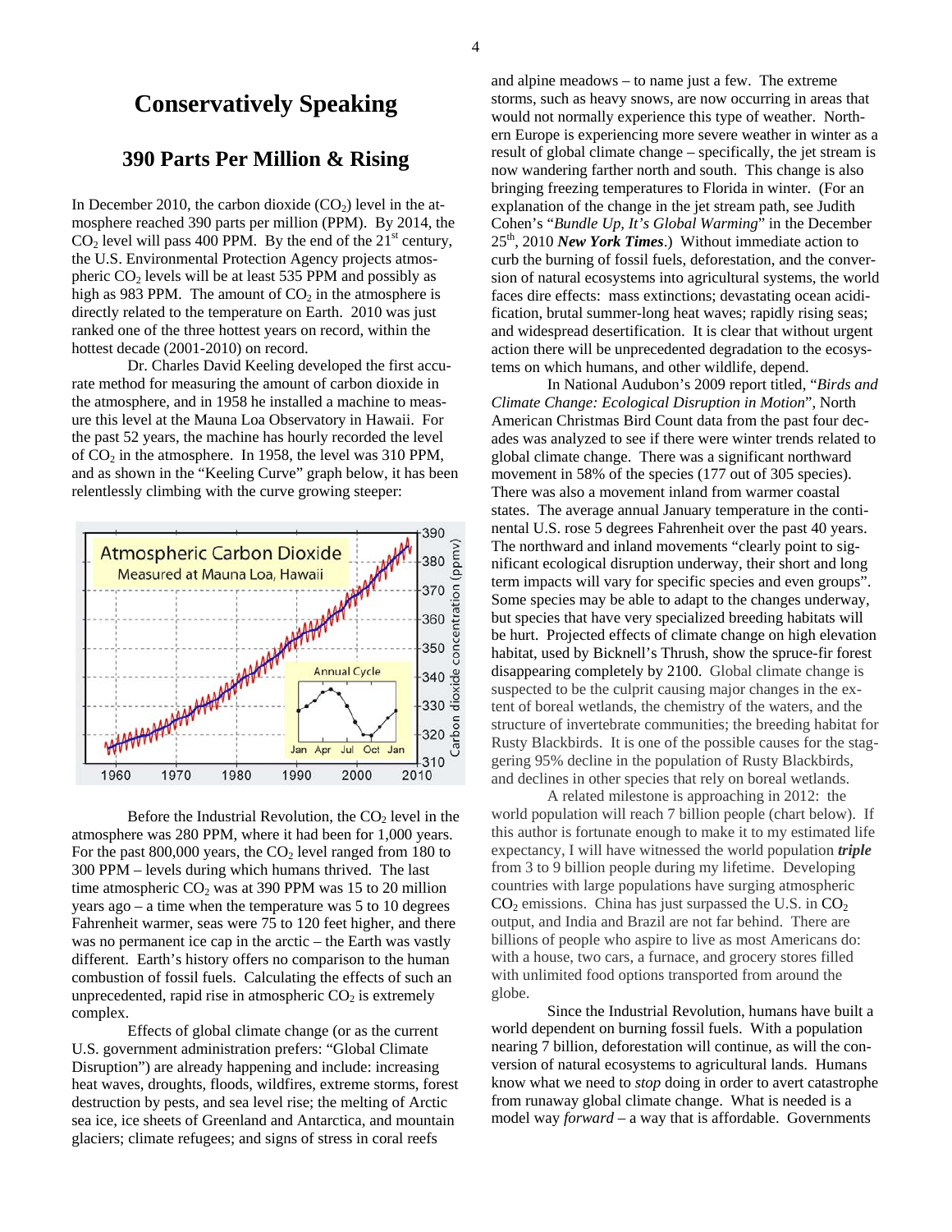# Conservatively Speaking

## 390 Parts Per Million & Rising

In December 2010, the carbon dioxide ($CO_2$) level in the atmosphere reached 390 parts per million (PPM). By 2014, the $CO_2$ level will pass 400 PPM. By the end of the 21st century, the U.S. Environmental Protection Agency projects atmospheric $CO_2$ levels will be at least 535 PPM and possibly as high as 983 PPM. The amount of $CO_2$ in the atmosphere is directly related to the temperature on Earth. 2010 was just ranked one of the three hottest years on record, within the hottest decade (2001-2010) on record.

Dr. Charles David Keeling developed the first accurate method for measuring the amount of carbon dioxide in the atmosphere, and in 1958 he installed a machine to measure this level at the Mauna Loa Observatory in Hawaii. For the past 52 years, the machine has hourly recorded the level of $CO_2$ in the atmosphere. In 1958, the level was 310 PPM, and as shown in the "Keeling Curve" graph below, it has been relentlessly climbing with the curve growing steeper:

Before the Industrial Revolution, the $CO_2$ level in the atmosphere was 280 PPM, where it had been for 1,000 years. For the past 800,000 years, the $CO_2$ level ranged from 180 to 300 PPM – levels during which humans thrived. The last time atmospheric $CO_2$ was at 390 PPM was 15 to 20 million years ago – a time when the temperature was 5 to 10 degrees Fahrenheit warmer, seas were 75 to 120 feet higher, and there was no permanent ice cap in the arctic – the Earth was vastly different. Earth's history offers no comparison to the human combustion of fossil fuels. Calculating the effects of such an unprecedented, rapid rise in atmospheric $CO_2$ is extremely complex.

Effects of global climate change (or as the current U.S. government administration prefers: "Global Climate Disruption") are already happening and include: increasing heat waves, droughts, floods, wildfires, extreme storms, forest destruction by pests, and sea level rise; the melting of Arctic sea ice, ice sheets of Greenland and Antarctica, and mountain glaciers; climate refugees; and signs of stress in coral reefs and alpine meadows – to name just a few. The extreme storms, such as heavy snows, are now occurring in areas that would not normally experience this type of weather. Northern Europe is experiencing more severe weather in winter as a result of global climate change – specifically, the jet stream is now wandering farther north and south. This change is also bringing freezing temperatures to Florida in winter. (For an explanation of the change in the jet stream path, see Judith Cohen's "*Bundle Up, It's Global Warming*" in the December 25th, 2010 ***New York Times***.) Without immediate action to curb the burning of fossil fuels, deforestation, and the conversion of natural ecosystems into agricultural systems, the world faces dire effects: mass extinctions; devastating ocean acidification, brutal summer-long heat waves; rapidly rising seas; and widespread desertification. It is clear that without urgent action there will be unprecedented degradation to the ecosystems on which humans, and other wildlife, depend.

In National Audubon's 2009 report titled, "*Birds and Climate Change: Ecological Disruption in Motion*", North American Christmas Bird Count data from the past four decades was analyzed to see if there were winter trends related to global climate change. There was a significant northward movement in 58% of the species (177 out of 305 species). There was also a movement inland from warmer coastal states. The average annual January temperature in the continental U.S. rose 5 degrees Fahrenheit over the past 40 years. The northward and inland movements "clearly point to significant ecological disruption underway, their short and long term impacts will vary for specific species and even groups". Some species may be able to adapt to the changes underway, but species that have very specialized breeding habitats will be hurt. Projected effects of climate change on high elevation habitat, used by Bicknell's Thrush, show the spruce-fir forest disappearing completely by 2100. Global climate change is suspected to be the culprit causing major changes in the extent of boreal wetlands, the chemistry of the waters, and the structure of invertebrate communities; the breeding habitat for Rusty Blackbirds. It is one of the possible causes for the staggering 95% decline in the population of Rusty Blackbirds, and declines in other species that rely on boreal wetlands.

A related milestone is approaching in 2012: the world population will reach 7 billion people (chart below). If this author is fortunate enough to make it to my estimated life expectancy, I will have witnessed the world population ***triple*** from 3 to 9 billion people during my lifetime. Developing countries with large populations have surging atmospheric $CO_2$ emissions. China has just surpassed the U.S. in $CO_2$ output, and India and Brazil are not far behind. There are billions of people who aspire to live as most Americans do: with a house, two cars, a furnace, and grocery stores filled with unlimited food options transported from around the globe.

Since the Industrial Revolution, humans have built a world dependent on burning fossil fuels. With a population nearing 7 billion, deforestation will continue, as will the conversion of natural ecosystems to agricultural lands. Humans know what we need to *stop* doing in order to avert catastrophe from runaway global climate change. What is needed is a model way *forward* – a way that is affordable. Governments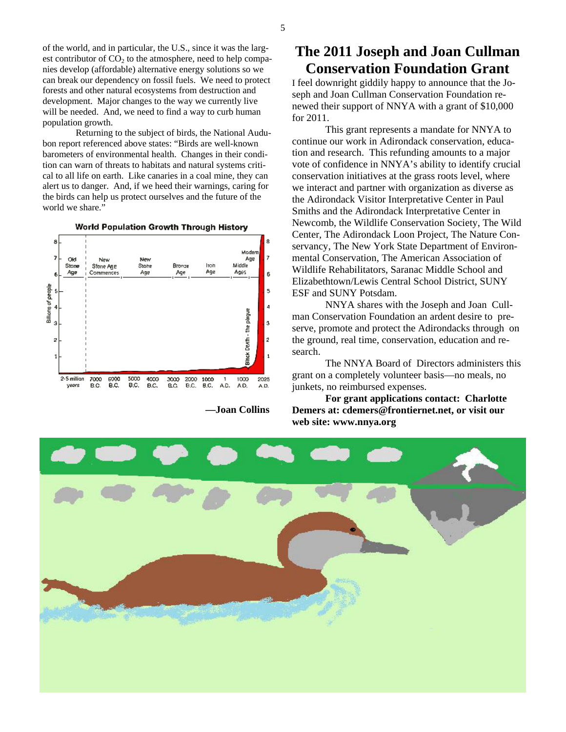of the world, and in particular, the U.S., since it was the largest contributor of $CO_2$ to the atmosphere, need to help companies develop (affordable) alternative energy solutions so we can break our dependency on fossil fuels. We need to protect forests and other natural ecosystems from destruction and development. Major changes to the way we currently live will be needed. And, we need to find a way to curb human population growth.

Returning to the subject of birds, the National Audubon report referenced above states: "Birds are well-known barometers of environmental health. Changes in their condition can warn of threats to habitats and natural systems critical to all life on earth. Like canaries in a coal mine, they can alert us to danger. And, if we heed their warnings, caring for the birds can help us protect ourselves and the future of the world we share."

**—Joan Collins**

# The 2011 Joseph and Joan Cullman Conservation Foundation Grant

I feel downright giddily happy to announce that the Joseph and Joan Cullman Conservation Foundation renewed their support of NNYA with a grant of $10,000 for 2011.

This grant represents a mandate for NNYA to continue our work in Adirondack conservation, education and research. This refunding amounts to a major vote of confidence in NNYA's ability to identify crucial conservation initiatives at the grass roots level, where we interact and partner with organization as diverse as the Adirondack Visitor Interpretative Center in Paul Smiths and the Adirondack Interpretative Center in Newcomb, the Wildlife Conservation Society, The Wild Center, The Adirondack Loon Project, The Nature Conservancy, The New York State Department of Environmental Conservation, The American Association of Wildlife Rehabilitators, Saranac Middle School and Elizabethtown/Lewis Central School District, SUNY ESF and SUNY Potsdam.

NNYA shares with the Joseph and Joan Cullman Conservation Foundation an ardent desire to preserve, promote and protect the Adirondacks through on the ground, real time, conservation, education and research.

The NNYA Board of Directors administers this grant on a completely volunteer basis—no meals, no junkets, no reimbursed expenses.

**For grant applications contact: Charlotte Demers at: cdemers@frontiernet.net, or visit our web site: www.nnya.org**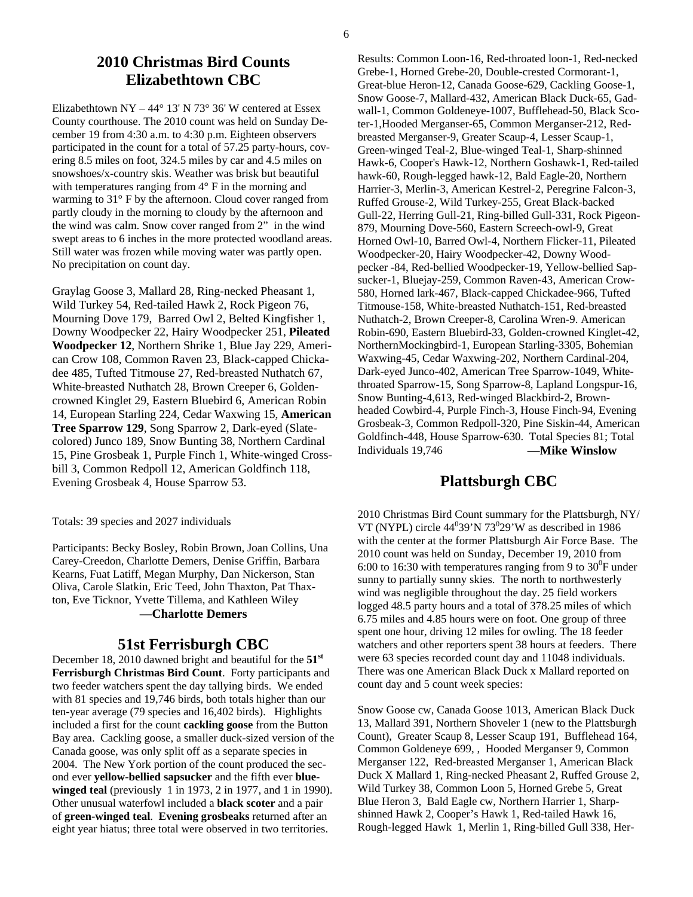## 2010 Christmas Bird Counts
## Elizabethtown CBC

Elizabethtown NY – 44° 13' N 73° 36' W centered at Essex County courthouse. The 2010 count was held on Sunday December 19 from 4:30 a.m. to 4:30 p.m. Eighteen observers participated in the count for a total of 57.25 party-hours, covering 8.5 miles on foot, 324.5 miles by car and 4.5 miles on snowshoes/x-country skis. Weather was brisk but beautiful with temperatures ranging from 4° F in the morning and warming to 31° F by the afternoon. Cloud cover ranged from partly cloudy in the morning to cloudy by the afternoon and the wind was calm. Snow cover ranged from 2" in the wind swept areas to 6 inches in the more protected woodland areas. Still water was frozen while moving water was partly open. No precipitation on count day.

Graylag Goose 3, Mallard 28, Ring-necked Pheasant 1, Wild Turkey 54, Red-tailed Hawk 2, Rock Pigeon 76, Mourning Dove 179, Barred Owl 2, Belted Kingfisher 1, Downy Woodpecker 22, Hairy Woodpecker 251, **Pileated Woodpecker 12**, Northern Shrike 1, Blue Jay 229, American Crow 108, Common Raven 23, Black-capped Chickadee 485, Tufted Titmouse 27, Red-breasted Nuthatch 67, White-breasted Nuthatch 28, Brown Creeper 6, Golden-crowned Kinglet 29, Eastern Bluebird 6, American Robin 14, European Starling 224, Cedar Waxwing 15, **American Tree Sparrow 129**, Song Sparrow 2, Dark-eyed (Slate-colored) Junco 189, Snow Bunting 38, Northern Cardinal 15, Pine Grosbeak 1, Purple Finch 1, White-winged Crossbill 3, Common Redpoll 12, American Goldfinch 118, Evening Grosbeak 4, House Sparrow 53.

Totals: 39 species and 2027 individuals

Participants: Becky Bosley, Robin Brown, Joan Collins, Una Carey-Creedon, Charlotte Demers, Denise Griffin, Barbara Kearns, Fuat Latiff, Megan Murphy, Dan Nickerson, Stan Oliva, Carole Slatkin, Eric Teed, John Thaxton, Pat Thaxton, Eve Ticknor, Yvette Tillema, and Kathleen Wiley

**—Charlotte Demers**

## 51st Ferrisburgh CBC

December 18, 2010 dawned bright and beautiful for the **51st Ferrisburgh Christmas Bird Count**. Forty participants and two feeder watchers spent the day tallying birds. We ended with 81 species and 19,746 birds, both totals higher than our ten-year average (79 species and 16,402 birds). Highlights included a first for the count **cackling goose** from the Button Bay area. Cackling goose, a smaller duck-sized version of the Canada goose, was only split off as a separate species in 2004. The New York portion of the count produced the second ever **yellow-bellied sapsucker** and the fifth ever **blue-winged teal** (previously 1 in 1973, 2 in 1977, and 1 in 1990). Other unusual waterfowl included a **black scoter** and a pair of **green-winged teal**. **Evening grosbeaks** returned after an eight year hiatus; three total were observed in two territories.

Results: Common Loon-16, Red-throated loon-1, Red-necked Grebe-1, Horned Grebe-20, Double-crested Cormorant-1, Great-blue Heron-12, Canada Goose-629, Cackling Goose-1, Snow Goose-7, Mallard-432, American Black Duck-65, Gadwall-1, Common Goldeneye-1007, Bufflehead-50, Black Scoter-1,Hooded Merganser-65, Common Merganser-212, Red-breasted Merganser-9, Greater Scaup-4, Lesser Scaup-1, Green-winged Teal-2, Blue-winged Teal-1, Sharp-shinned Hawk-6, Cooper's Hawk-12, Northern Goshawk-1, Red-tailed hawk-60, Rough-legged hawk-12, Bald Eagle-20, Northern Harrier-3, Merlin-3, American Kestrel-2, Peregrine Falcon-3, Ruffed Grouse-2, Wild Turkey-255, Great Black-backed Gull-22, Herring Gull-21, Ring-billed Gull-331, Rock Pigeon-879, Mourning Dove-560, Eastern Screech-owl-9, Great Horned Owl-10, Barred Owl-4, Northern Flicker-11, Pileated Woodpecker-20, Hairy Woodpecker-42, Downy Woodpecker -84, Red-bellied Woodpecker-19, Yellow-bellied Sapsucker-1, Bluejay-259, Common Raven-43, American Crow-580, Horned lark-467, Black-capped Chickadee-966, Tufted Titmouse-158, White-breasted Nuthatch-151, Red-breasted Nuthatch-2, Brown Creeper-8, Carolina Wren-9. American Robin-690, Eastern Bluebird-33, Golden-crowned Kinglet-42, NorthernMockingbird-1, European Starling-3305, Bohemian Waxwing-45, Cedar Waxwing-202, Northern Cardinal-204, Dark-eyed Junco-402, American Tree Sparrow-1049, White-throated Sparrow-15, Song Sparrow-8, Lapland Longspur-16, Snow Bunting-4,613, Red-winged Blackbird-2, Brown-headed Cowbird-4, Purple Finch-3, House Finch-94, Evening Grosbeak-3, Common Redpoll-320, Pine Siskin-44, American Goldfinch-448, House Sparrow-630. Total Species 81; Total Individuals 19,746

**—Mike Winslow**

## Plattsburgh CBC

2010 Christmas Bird Count summary for the Plattsburgh, NY/VT (NYPL) circle 44°39'N 73°29'W as described in 1986 with the center at the former Plattsburgh Air Force Base. The 2010 count was held on Sunday, December 19, 2010 from 6:00 to 16:30 with temperatures ranging from 9 to 30°F under sunny to partially sunny skies. The north to northwesterly wind was negligible throughout the day. 25 field workers logged 48.5 party hours and a total of 378.25 miles of which 6.75 miles and 4.85 hours were on foot. One group of three spent one hour, driving 12 miles for owling. The 18 feeder watchers and other reporters spent 38 hours at feeders. There were 63 species recorded count day and 11048 individuals. There was one American Black Duck x Mallard reported on count day and 5 count week species:

Snow Goose cw, Canada Goose 1013, American Black Duck 13, Mallard 391, Northern Shoveler 1 (new to the Plattsburgh Count), Greater Scaup 8, Lesser Scaup 191, Bufflehead 164, Common Goldeneye 699, , Hooded Merganser 9, Common Merganser 122, Red-breasted Merganser 1, American Black Duck X Mallard 1, Ring-necked Pheasant 2, Ruffed Grouse 2, Wild Turkey 38, Common Loon 5, Horned Grebe 5, Great Blue Heron 3, Bald Eagle cw, Northern Harrier 1, Sharp-shinned Hawk 2, Cooper's Hawk 1, Red-tailed Hawk 16, Rough-legged Hawk 1, Merlin 1, Ring-billed Gull 338, Her-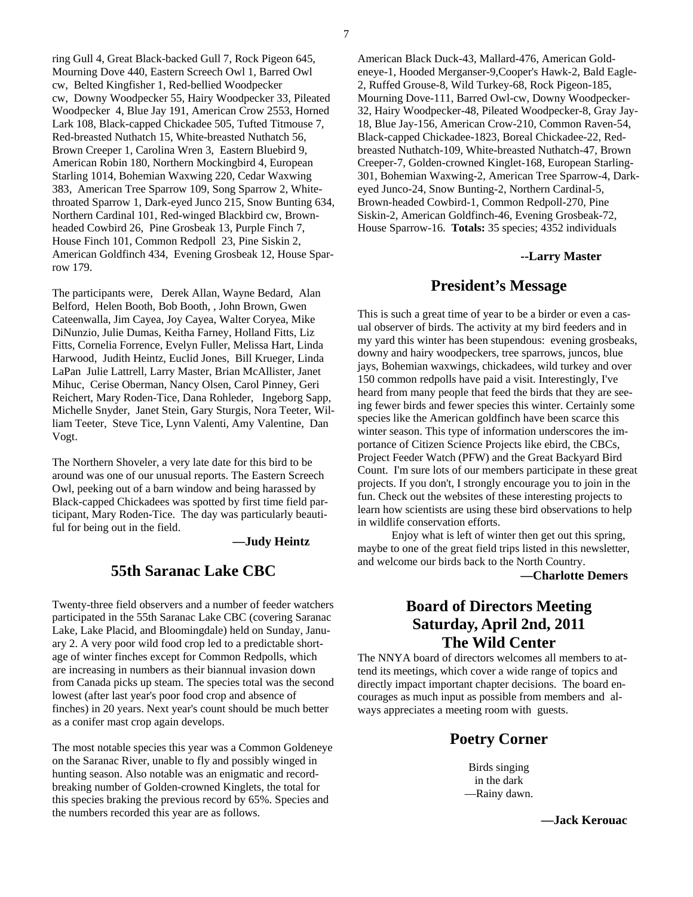ring Gull 4, Great Black-backed Gull 7, Rock Pigeon 645, Mourning Dove 440, Eastern Screech Owl 1, Barred Owl cw, Belted Kingfisher 1, Red-bellied Woodpecker cw, Downy Woodpecker 55, Hairy Woodpecker 33, Pileated Woodpecker 4, Blue Jay 191, American Crow 2553, Horned Lark 108, Black-capped Chickadee 505, Tufted Titmouse 7, Red-breasted Nuthatch 15, White-breasted Nuthatch 56, Brown Creeper 1, Carolina Wren 3, Eastern Bluebird 9, American Robin 180, Northern Mockingbird 4, European Starling 1014, Bohemian Waxwing 220, Cedar Waxwing 383, American Tree Sparrow 109, Song Sparrow 2, White-throated Sparrow 1, Dark-eyed Junco 215, Snow Bunting 634, Northern Cardinal 101, Red-winged Blackbird cw, Brown-headed Cowbird 26, Pine Grosbeak 13, Purple Finch 7, House Finch 101, Common Redpoll 23, Pine Siskin 2, American Goldfinch 434, Evening Grosbeak 12, House Sparrow 179.

The participants were, Derek Allan, Wayne Bedard, Alan Belford, Helen Booth, Bob Booth, , John Brown, Gwen Cateenwalla, Jim Cayea, Joy Cayea, Walter Coryea, Mike DiNunzio, Julie Dumas, Keitha Farney, Holland Fitts, Liz Fitts, Cornelia Forrence, Evelyn Fuller, Melissa Hart, Linda Harwood, Judith Heintz, Euclid Jones, Bill Krueger, Linda LaPan Julie Lattrell, Larry Master, Brian McAllister, Janet Mihuc, Cerise Oberman, Nancy Olsen, Carol Pinney, Geri Reichert, Mary Roden-Tice, Dana Rohleder, Ingeborg Sapp, Michelle Snyder, Janet Stein, Gary Sturgis, Nora Teeter, William Teeter, Steve Tice, Lynn Valenti, Amy Valentine, Dan Vogt.

The Northern Shoveler, a very late date for this bird to be around was one of our unusual reports. The Eastern Screech Owl, peeking out of a barn window and being harassed by Black-capped Chickadees was spotted by first time field participant, Mary Roden-Tice. The day was particularly beautiful for being out in the field.

**—Judy Heintz**

## 55th Saranac Lake CBC

Twenty-three field observers and a number of feeder watchers participated in the 55th Saranac Lake CBC (covering Saranac Lake, Lake Placid, and Bloomingdale) held on Sunday, January 2. A very poor wild food crop led to a predictable shortage of winter finches except for Common Redpolls, which are increasing in numbers as their biannual invasion down from Canada picks up steam. The species total was the second lowest (after last year's poor food crop and absence of finches) in 20 years. Next year's count should be much better as a conifer mast crop again develops.

The most notable species this year was a Common Goldeneye on the Saranac River, unable to fly and possibly winged in hunting season. Also notable was an enigmatic and record-breaking number of Golden-crowned Kinglets, the total for this species braking the previous record by 65%. Species and the numbers recorded this year are as follows.

American Black Duck-43, Mallard-476, American Goldeneye-1, Hooded Merganser-9,Cooper's Hawk-2, Bald Eagle-2, Ruffed Grouse-8, Wild Turkey-68, Rock Pigeon-185, Mourning Dove-111, Barred Owl-cw, Downy Woodpecker-32, Hairy Woodpecker-48, Pileated Woodpecker-8, Gray Jay-18, Blue Jay-156, American Crow-210, Common Raven-54, Black-capped Chickadee-1823, Boreal Chickadee-22, Red-breasted Nuthatch-109, White-breasted Nuthatch-47, Brown Creeper-7, Golden-crowned Kinglet-168, European Starling-301, Bohemian Waxwing-2, American Tree Sparrow-4, Dark-eyed Junco-24, Snow Bunting-2, Northern Cardinal-5, Brown-headed Cowbird-1, Common Redpoll-270, Pine Siskin-2, American Goldfinch-46, Evening Grosbeak-72, House Sparrow-16. **Totals:** 35 species; 4352 individuals

**--Larry Master**

## President's Message

This is such a great time of year to be a birder or even a casual observer of birds. The activity at my bird feeders and in my yard this winter has been stupendous: evening grosbeaks, downy and hairy woodpeckers, tree sparrows, juncos, blue jays, Bohemian waxwings, chickadees, wild turkey and over 150 common redpolls have paid a visit. Interestingly, I've heard from many people that feed the birds that they are seeing fewer birds and fewer species this winter. Certainly some species like the American goldfinch have been scarce this winter season. This type of information underscores the importance of Citizen Science Projects like ebird, the CBCs, Project Feeder Watch (PFW) and the Great Backyard Bird Count. I'm sure lots of our members participate in these great projects. If you don't, I strongly encourage you to join in the fun. Check out the websites of these interesting projects to learn how scientists are using these bird observations to help in wildlife conservation efforts.

Enjoy what is left of winter then get out this spring, maybe to one of the great field trips listed in this newsletter, and welcome our birds back to the North Country.

**—Charlotte Demers**

## Board of Directors Meeting Saturday, April 2nd, 2011 The Wild Center

The NNYA board of directors welcomes all members to attend its meetings, which cover a wide range of topics and directly impact important chapter decisions. The board encourages as much input as possible from members and always appreciates a meeting room with guests.

## Poetry Corner

Birds singing
in the dark
—Rainy dawn.

**—Jack Kerouac**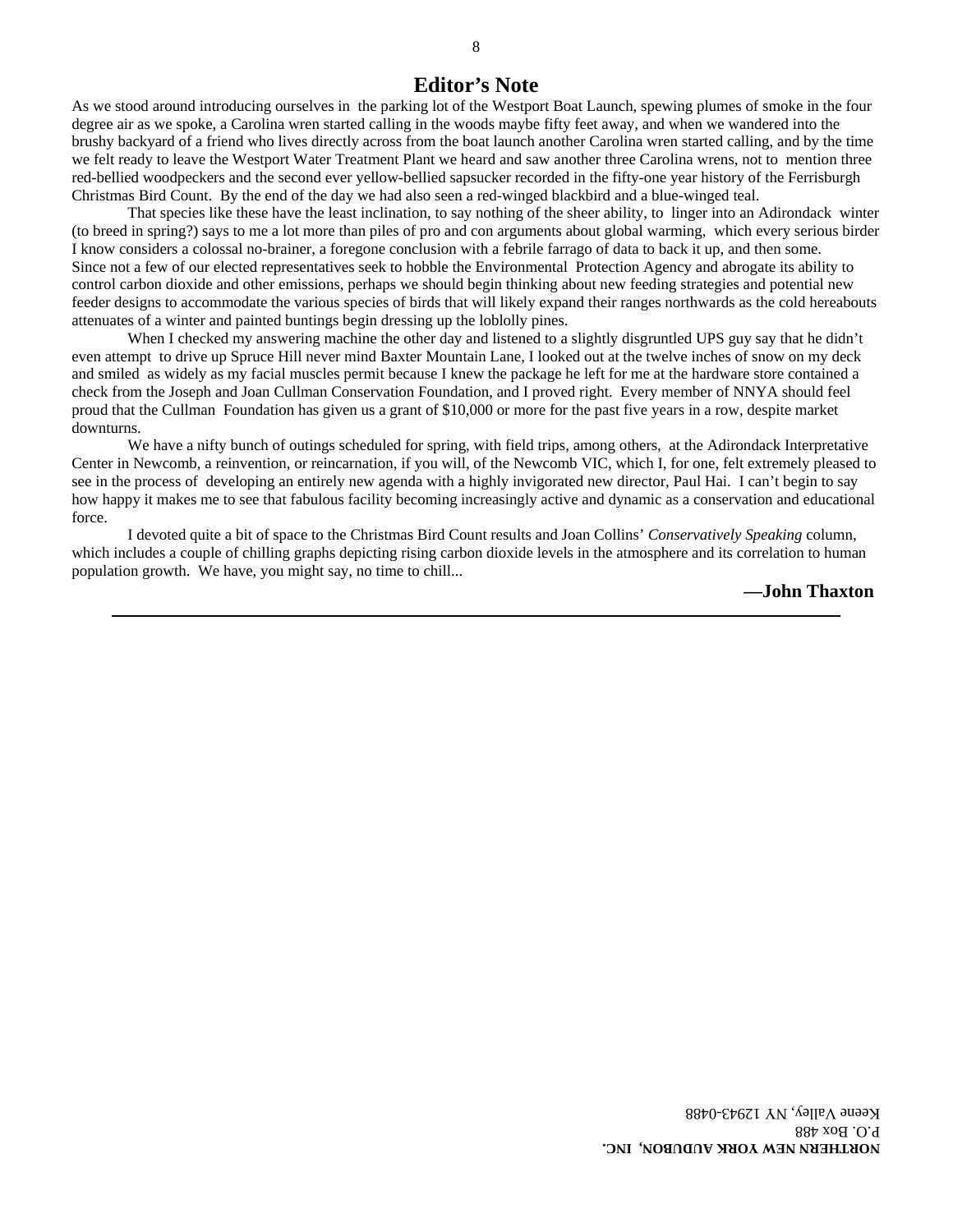## Editor's Note

As we stood around introducing ourselves in the parking lot of the Westport Boat Launch, spewing plumes of smoke in the four degree air as we spoke, a Carolina wren started calling in the woods maybe fifty feet away, and when we wandered into the brushy backyard of a friend who lives directly across from the boat launch another Carolina wren started calling, and by the time we felt ready to leave the Westport Water Treatment Plant we heard and saw another three Carolina wrens, not to mention three red-bellied woodpeckers and the second ever yellow-bellied sapsucker recorded in the fifty-one year history of the Ferrisburgh Christmas Bird Count. By the end of the day we had also seen a red-winged blackbird and a blue-winged teal.

That species like these have the least inclination, to say nothing of the sheer ability, to linger into an Adirondack winter (to breed in spring?) says to me a lot more than piles of pro and con arguments about global warming, which every serious birder I know considers a colossal no-brainer, a foregone conclusion with a febrile farrago of data to back it up, and then some. Since not a few of our elected representatives seek to hobble the Environmental Protection Agency and abrogate its ability to control carbon dioxide and other emissions, perhaps we should begin thinking about new feeding strategies and potential new feeder designs to accommodate the various species of birds that will likely expand their ranges northwards as the cold hereabouts attenuates of a winter and painted buntings begin dressing up the loblolly pines.

When I checked my answering machine the other day and listened to a slightly disgruntled UPS guy say that he didn't even attempt to drive up Spruce Hill never mind Baxter Mountain Lane, I looked out at the twelve inches of snow on my deck and smiled as widely as my facial muscles permit because I knew the package he left for me at the hardware store contained a check from the Joseph and Joan Cullman Conservation Foundation, and I proved right. Every member of NNYA should feel proud that the Cullman Foundation has given us a grant of $10,000 or more for the past five years in a row, despite market downturns.

We have a nifty bunch of outings scheduled for spring, with field trips, among others, at the Adirondack Interpretative Center in Newcomb, a reinvention, or reincarnation, if you will, of the Newcomb VIC, which I, for one, felt extremely pleased to see in the process of developing an entirely new agenda with a highly invigorated new director, Paul Hai. I can't begin to say how happy it makes me to see that fabulous facility becoming increasingly active and dynamic as a conservation and educational force.

I devoted quite a bit of space to the Christmas Bird Count results and Joan Collins' *Conservatively Speaking* column, which includes a couple of chilling graphs depicting rising carbon dioxide levels in the atmosphere and its correlation to human population growth. We have, you might say, no time to chill...

**—John Thaxton**

---

**NORTHERN NEW YORK AUDUBON, INC.**
P.O. Box 488
Keene Valley, NY 12943-0488